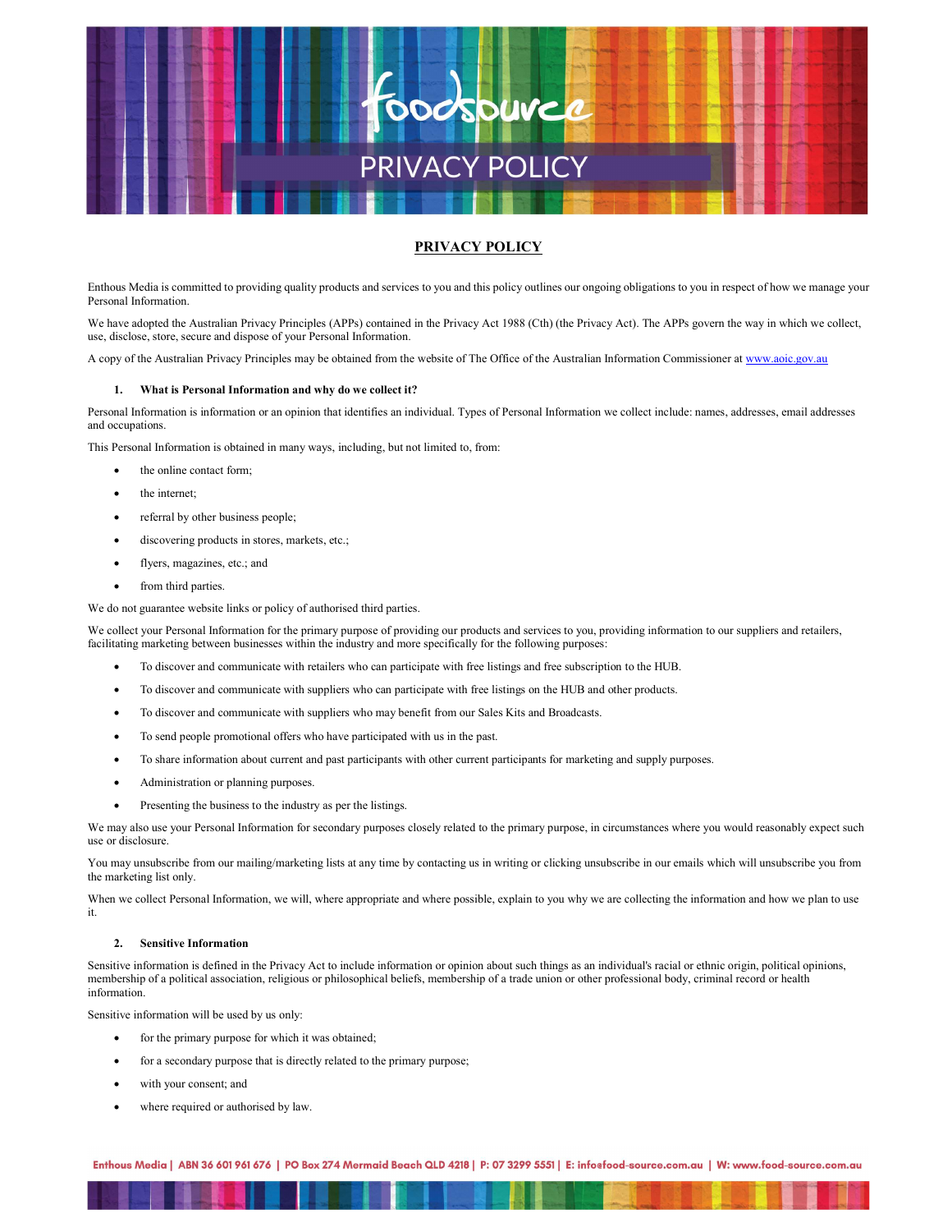# PRIVACY POLICY

Enthous Media is committed to providing quality products and services to you and this policy outlines our ongoing obligations to you in respect of how we manage your Personal Information.

We have adopted the Australian Privacy Principles (APPs) contained in the Privacy Act 1988 (Cth) (the Privacy Act). The APPs govern the way in which we collect, use, disclose, store, secure and dispose of your Personal Information.

A copy of the Australian Privacy Principles may be obtained from the website of The Office of the Australian Information Commissioner at www.aoic.gov.au

## 1. What is Personal Information and why do we collect it?

Personal Information is information or an opinion that identifies an individual. Types of Personal Information we collect include: names, addresses, email addresses and occupations.

This Personal Information is obtained in many ways, including, but not limited to, from:

- the online contact form;
- the internet;
- referral by other business people;
- discovering products in stores, markets, etc.;
- flyers, magazines, etc.; and
- from third parties.

We do not guarantee website links or policy of authorised third parties.

We collect your Personal Information for the primary purpose of providing our products and services to you, providing information to our suppliers and retailers, facilitating marketing between businesses within the industry and more specifically for the following purposes:

- To discover and communicate with retailers who can participate with free listings and free subscription to the HUB.
- To discover and communicate with suppliers who can participate with free listings on the HUB and other products.
- To discover and communicate with suppliers who may benefit from our Sales Kits and Broadcasts.
- To send people promotional offers who have participated with us in the past.
- To share information about current and past participants with other current participants for marketing and supply purposes.
- Administration or planning purposes.
- Presenting the business to the industry as per the listings.

We may also use your Personal Information for secondary purposes closely related to the primary purpose, in circumstances where you would reasonably expect such use or disclosure.

You may unsubscribe from our mailing/marketing lists at any time by contacting us in writing or clicking unsubscribe in our emails which will unsubscribe you from the marketing list only.

When we collect Personal Information, we will, where appropriate and where possible, explain to you why we are collecting the information and how we plan to use it.

## 2. Sensitive Information

Sensitive information is defined in the Privacy Act to include information or opinion about such things as an individual's racial or ethnic origin, political opinions, membership of a political association, religious or philosophical beliefs, membership of a trade union or other professional body, criminal record or health information.

Sensitive information will be used by us only:

- for the primary purpose for which it was obtained;
- for a secondary purpose that is directly related to the primary purpose;
- with your consent; and
- where required or authorised by law.

Enthous Media | ABN 36 601 961 676 | PO Box 274 Mermaid Beach QLD 4218 | P: 07 3299 5551 | E: info@food-source.com.au | W: www.food-source.com.au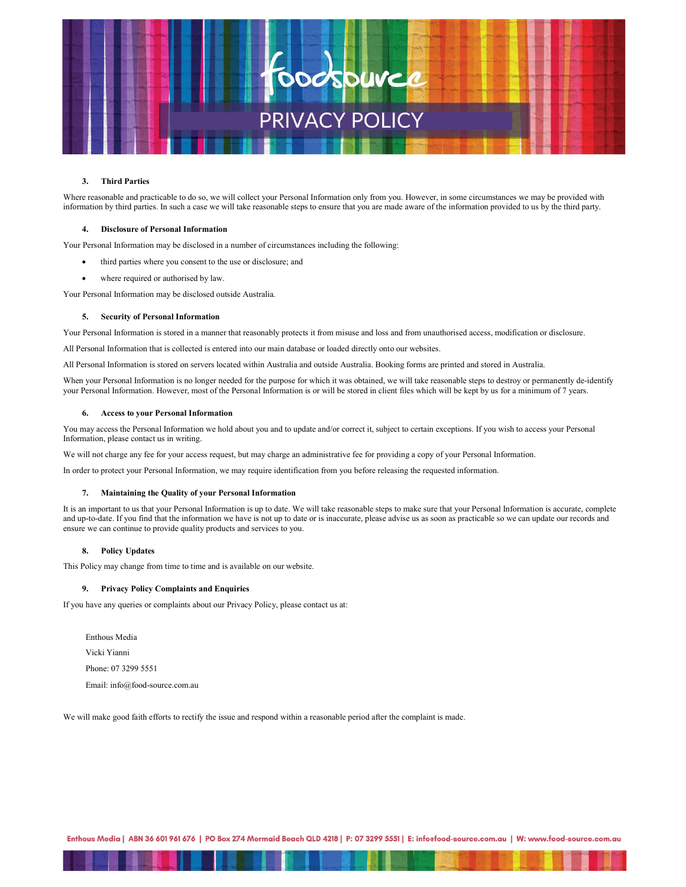# PRIVACY POLICY

### 3. Third Parties

Where reasonable and practicable to do so, we will collect your Personal Information only from you. However, in some circumstances we may be provided with information by third parties. In such a case we will take reasonable steps to ensure that you are made aware of the information provided to us by the third party.

### 4. Disclosure of Personal Information

Your Personal Information may be disclosed in a number of circumstances including the following:

- third parties where you consent to the use or disclosure; and
- where required or authorised by law.

Your Personal Information may be disclosed outside Australia.

### 5. Security of Personal Information

Your Personal Information is stored in a manner that reasonably protects it from misuse and loss and from unauthorised access, modification or disclosure.

All Personal Information that is collected is entered into our main database or loaded directly onto our websites.

All Personal Information is stored on servers located within Australia and outside Australia. Booking forms are printed and stored in Australia.

When your Personal Information is no longer needed for the purpose for which it was obtained, we will take reasonable steps to destroy or permanently de-identify your Personal Information. However, most of the Personal Information is or will be stored in client files which will be kept by us for a minimum of 7 years.

### 6. Access to your Personal Information

You may access the Personal Information we hold about you and to update and/or correct it, subject to certain exceptions. If you wish to access your Personal Information, please contact us in writing.

We will not charge any fee for your access request, but may charge an administrative fee for providing a copy of your Personal Information.

In order to protect your Personal Information, we may require identification from you before releasing the requested information.

### 7. Maintaining the Quality of your Personal Information

It is an important to us that your Personal Information is up to date. We will take reasonable steps to make sure that your Personal Information is accurate, complete and up-to-date. If you find that the information we have is not up to date or is inaccurate, please advise us as soon as practicable so we can update our records and ensure we can continue to provide quality products and services to you.

### 8. Policy Updates

This Policy may change from time to time and is available on our website.

### 9. Privacy Policy Complaints and Enquiries

If you have any queries or complaints about our Privacy Policy, please contact us at:

Enthous Media
Vicki Yianni
Phone: 07 3299 5551
Email: info@food-source.com.au

We will make good faith efforts to rectify the issue and respond within a reasonable period after the complaint is made.